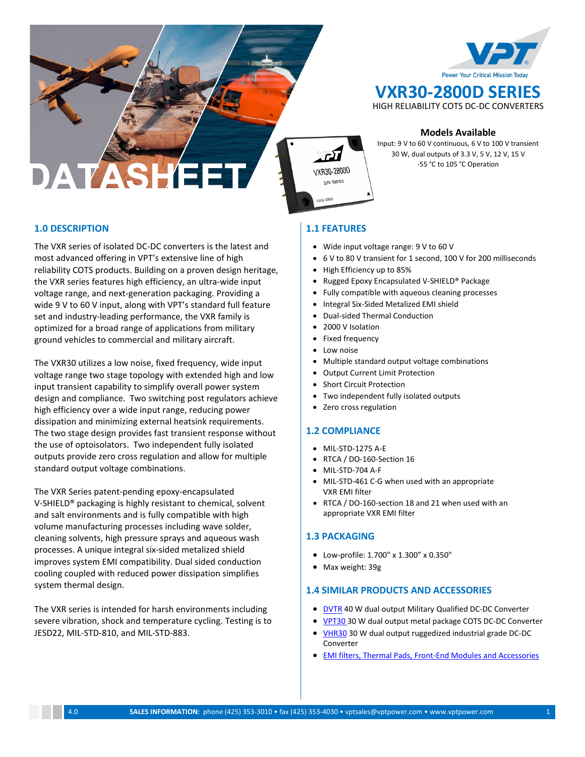# VXR30-2800D SERIES

HIGH RELIABILITY COTS DC-DC CONVERTERS

**Models Available**

Input: 9 V to 60 V continuous, 6 V to 100 V transient
30 W, dual outputs of 3.3 V, 5 V, 12 V, 15 V
-55 °C to 105 °C Operation

## 1.0 DESCRIPTION

The VXR series of isolated DC-DC converters is the latest and most advanced offering in VPT's extensive line of high reliability COTS products. Building on a proven design heritage, the VXR series features high efficiency, an ultra-wide input voltage range, and next-generation packaging. Providing a wide 9 V to 60 V input, along with VPT's standard full feature set and industry-leading performance, the VXR family is optimized for a broad range of applications from military ground vehicles to commercial and military aircraft.

The VXR30 utilizes a low noise, fixed frequency, wide input voltage range two stage topology with extended high and low input transient capability to simplify overall power system design and compliance. Two switching post regulators achieve high efficiency over a wide input range, reducing power dissipation and minimizing external heatsink requirements. The two stage design provides fast transient response without the use of optoisolators. Two independent fully isolated outputs provide zero cross regulation and allow for multiple standard output voltage combinations.

The VXR Series patent-pending epoxy-encapsulated V-SHIELD® packaging is highly resistant to chemical, solvent and salt environments and is fully compatible with high volume manufacturing processes including wave solder, cleaning solvents, high pressure sprays and aqueous wash processes. A unique integral six-sided metalized shield improves system EMI compatibility. Dual sided conduction cooling coupled with reduced power dissipation simplifies system thermal design.

The VXR series is intended for harsh environments including severe vibration, shock and temperature cycling. Testing is to JESD22, MIL-STD-810, and MIL-STD-883.

## 1.1 FEATURES

- Wide input voltage range: 9 V to 60 V
- 6 V to 80 V transient for 1 second, 100 V for 200 milliseconds
- High Efficiency up to 85%
- Rugged Epoxy Encapsulated V-SHIELD® Package
- Fully compatible with aqueous cleaning processes
- Integral Six-Sided Metalized EMI shield
- Dual-sided Thermal Conduction
- 2000 V Isolation
- Fixed frequency
- Low noise
- Multiple standard output voltage combinations
- Output Current Limit Protection
- Short Circuit Protection
- Two independent fully isolated outputs
- Zero cross regulation

## 1.2 COMPLIANCE

- MIL-STD-1275 A-E
- RTCA / DO-160-Section 16
- MIL-STD-704 A-F
- MIL-STD-461 C-G when used with an appropriate VXR EMI filter
- RTCA / DO-160-section 18 and 21 when used with an appropriate VXR EMI filter

## 1.3 PACKAGING

- Low-profile: 1.700" x 1.300" x 0.350"
- Max weight: 39g

## 1.4 SIMILAR PRODUCTS AND ACCESSORIES

- DVTR 40 W dual output Military Qualified DC-DC Converter
- VPT30 30 W dual output metal package COTS DC-DC Converter
- VHR30 30 W dual output ruggedized industrial grade DC-DC Converter
- EMI filters, Thermal Pads, Front-End Modules and Accessories

4.0 **SALES INFORMATION:** phone (425) 353-3010 • fax (425) 353-4030 • vptsales@vptpower.com • www.vptpower.com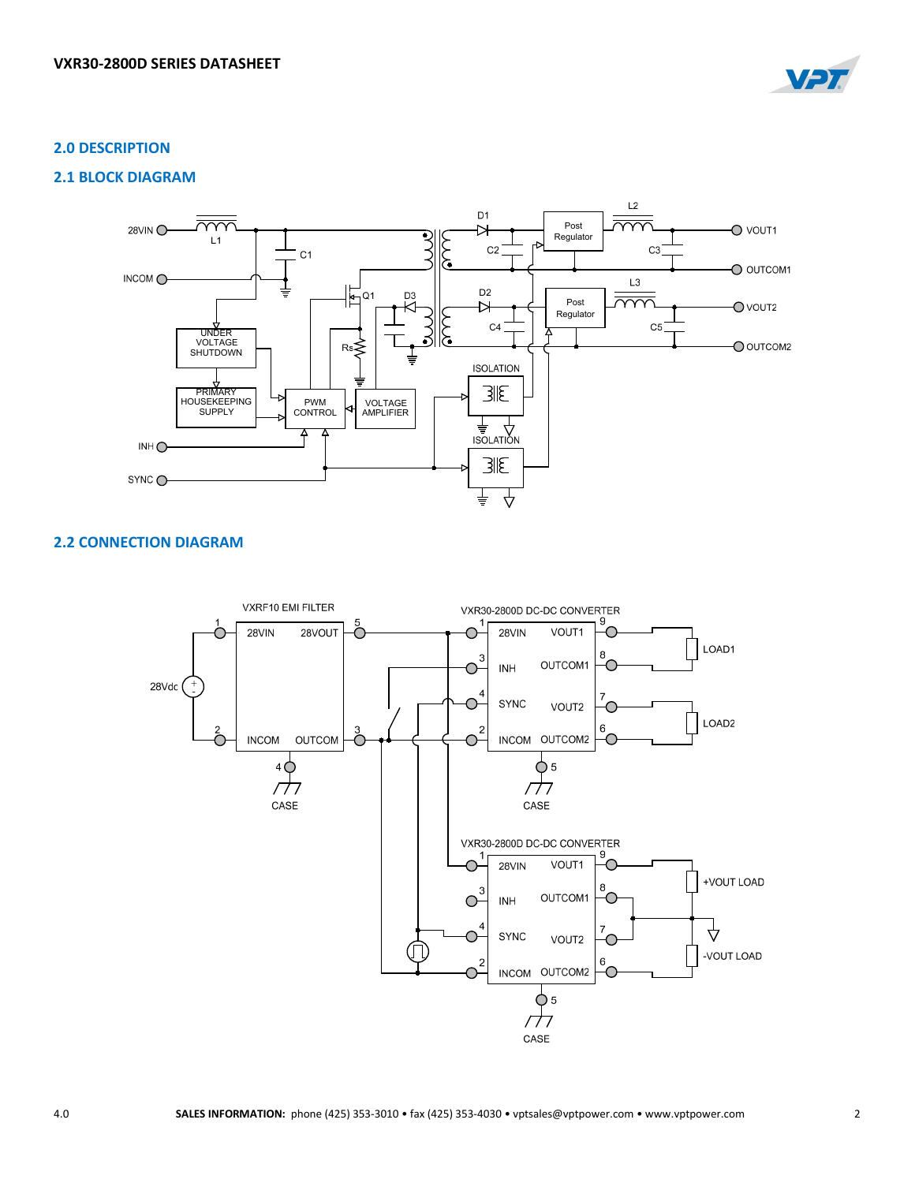## 2.0 DESCRIPTION

### 2.1 BLOCK DIAGRAM

### 2.2 CONNECTION DIAGRAM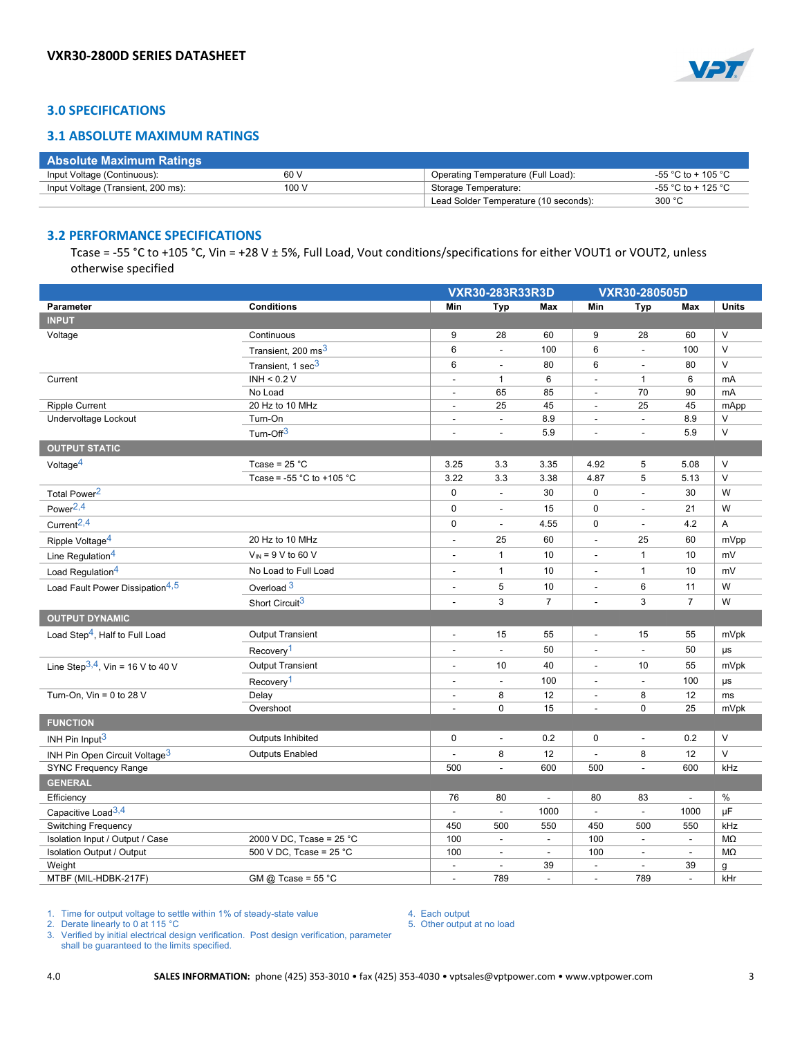## 3.0 SPECIFICATIONS

### 3.1 ABSOLUTE MAXIMUM RATINGS

| Absolute Maximum Ratings | | | |
|---|---|---|---|
| Input Voltage (Continuous): | 60 V | Operating Temperature (Full Load): | -55 °C to + 105 °C |
| Input Voltage (Transient, 200 ms): | 100 V | Storage Temperature: | -55 °C to + 125 °C |
| | | Lead Solder Temperature (10 seconds): | 300 °C |

### 3.2 PERFORMANCE SPECIFICATIONS

Tcase = -55 °C to +105 °C, Vin = +28 V ± 5%, Full Load, Vout conditions/specifications for either VOUT1 or VOUT2, unless otherwise specified

| | | VXR30-283R33R3D | | | VXR30-280505D | | | |
|---|---|---|---|---|---|---|---|---|
| **Parameter** | **Conditions** | **Min** | **Typ** | **Max** | **Min** | **Typ** | **Max** | **Units** |
| **INPUT** | | | | | | | | |
| Voltage | Continuous | 9 | 28 | 60 | 9 | 28 | 60 | V |
| | Transient, 200 ms[3] | 6 | - | 100 | 6 | - | 100 | V |
| | Transient, 1 sec[3] | 6 | - | 80 | 6 | - | 80 | V |
| Current | INH < 0.2 V | - | 1 | 6 | - | 1 | 6 | mA |
| | No Load | - | 65 | 85 | - | 70 | 90 | mA |
| Ripple Current | 20 Hz to 10 MHz | - | 25 | 45 | - | 25 | 45 | mApp |
| Undervoltage Lockout | Turn-On | - | - | 8.9 | - | - | 8.9 | V |
| | Turn-Off[3] | - | - | 5.9 | - | - | 5.9 | V |
| **OUTPUT STATIC** | | | | | | | | |
| Voltage[4] | Tcase = 25 °C | 3.25 | 3.3 | 3.35 | 4.92 | 5 | 5.08 | V |
| | Tcase = -55 °C to +105 °C | 3.22 | 3.3 | 3.38 | 4.87 | 5 | 5.13 | V |
| Total Power[2] | | 0 | - | 30 | 0 | - | 30 | W |
| Power[2,4] | | 0 | - | 15 | 0 | - | 21 | W |
| Current[2,4] | | 0 | - | 4.55 | 0 | - | 4.2 | A |
| Ripple Voltage[4] | 20 Hz to 10 MHz | - | 25 | 60 | - | 25 | 60 | mVpp |
| Line Regulation[4] | $V_{IN}$ = 9 V to 60 V | - | 1 | 10 | - | 1 | 10 | mV |
| Load Regulation[4] | No Load to Full Load | - | 1 | 10 | - | 1 | 10 | mV |
| Load Fault Power Dissipation[4,5] | Overload [3] | - | 5 | 10 | - | 6 | 11 | W |
| | Short Circuit[3] | - | 3 | 7 | - | 3 | 7 | W |
| **OUTPUT DYNAMIC** | | | | | | | | |
| Load Step[4], Half to Full Load | Output Transient | - | 15 | 55 | - | 15 | 55 | mVpk |
| | Recovery[1] | - | - | 50 | - | - | 50 | µs |
| Line Step[3,4], Vin = 16 V to 40 V | Output Transient | - | 10 | 40 | - | 10 | 55 | mVpk |
| | Recovery[1] | - | - | 100 | - | - | 100 | µs |
| Turn-On, Vin = 0 to 28 V | Delay | - | 8 | 12 | - | 8 | 12 | ms |
| | Overshoot | - | 0 | 15 | - | 0 | 25 | mVpk |
| **FUNCTION** | | | | | | | | |
| INH Pin Input[3] | Outputs Inhibited | 0 | - | 0.2 | 0 | - | 0.2 | V |
| INH Pin Open Circuit Voltage[3] | Outputs Enabled | - | 8 | 12 | - | 8 | 12 | V |
| SYNC Frequency Range | | 500 | - | 600 | 500 | - | 600 | kHz |
| **GENERAL** | | | | | | | | |
| Efficiency | | 76 | 80 | - | 80 | 83 | - | % |
| Capacitive Load[3,4] | | - | - | 1000 | - | - | 1000 | µF |
| Switching Frequency | | 450 | 500 | 550 | 450 | 500 | 550 | kHz |
| Isolation Input / Output / Case | 2000 V DC, Tcase = 25 °C | 100 | - | - | 100 | - | - | MΩ |
| Isolation Output / Output | 500 V DC, Tcase = 25 °C | 100 | - | - | 100 | - | - | MΩ |
| Weight | | - | - | 39 | - | - | 39 | g |
| MTBF (MIL-HDBK-217F) | GM @ Tcase = 55 °C | - | 789 | - | - | 789 | - | kHr |

1. Time for output voltage to settle within 1% of steady-state value
2. Derate linearly to 0 at 115 °C
3. Verified by initial electrical design verification. Post design verification, parameter shall be guaranteed to the limits specified.
4. Each output
5. Other output at no load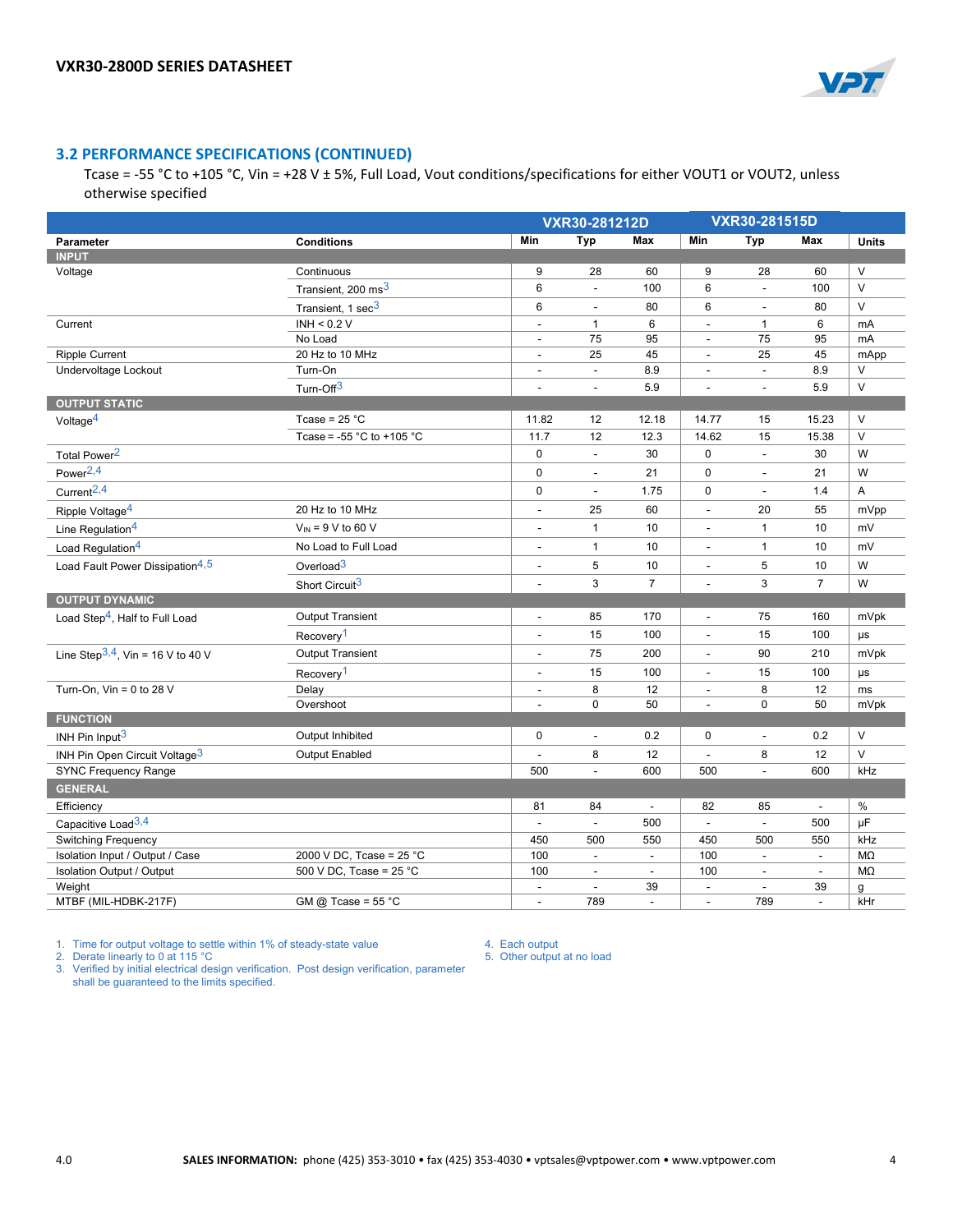## 3.2 PERFORMANCE SPECIFICATIONS (CONTINUED)

Tcase = -55 °C to +105 °C, Vin = +28 V ± 5%, Full Load, Vout conditions/specifications for either VOUT1 or VOUT2, unless otherwise specified

| Parameter | Conditions | VXR30-281212D Min | VXR30-281212D Typ | VXR30-281212D Max | VXR30-281515D Min | VXR30-281515D Typ | VXR30-281515D Max | Units |
|---|---|---|---|---|---|---|---|---|
| **INPUT** | | | | | | | | |
| Voltage | Continuous | 9 | 28 | 60 | 9 | 28 | 60 | V |
| | Transient, 200 ms[3] | 6 | - | 100 | 6 | - | 100 | V |
| | Transient, 1 sec[3] | 6 | - | 80 | 6 | - | 80 | V |
| Current | INH < 0.2 V | - | 1 | 6 | - | 1 | 6 | mA |
| | No Load | - | 75 | 95 | - | 75 | 95 | mA |
| Ripple Current | 20 Hz to 10 MHz | - | 25 | 45 | - | 25 | 45 | mApp |
| Undervoltage Lockout | Turn-On | - | - | 8.9 | - | - | 8.9 | V |
| | Turn-Off[3] | - | - | 5.9 | - | - | 5.9 | V |
| **OUTPUT STATIC** | | | | | | | | |
| Voltage[4] | Tcase = 25 °C | 11.82 | 12 | 12.18 | 14.77 | 15 | 15.23 | V |
| | Tcase = -55 °C to +105 °C | 11.7 | 12 | 12.3 | 14.62 | 15 | 15.38 | V |
| Total Power[2] | | 0 | - | 30 | 0 | - | 30 | W |
| Power[2,4] | | 0 | - | 21 | 0 | - | 21 | W |
| Current[2,4] | | 0 | - | 1.75 | 0 | - | 1.4 | A |
| Ripple Voltage[4] | 20 Hz to 10 MHz | - | 25 | 60 | - | 20 | 55 | mVpp |
| Line Regulation[4] | $V_{IN}$ = 9 V to 60 V | - | 1 | 10 | - | 1 | 10 | mV |
| Load Regulation[4] | No Load to Full Load | - | 1 | 10 | - | 1 | 10 | mV |
| Load Fault Power Dissipation[4,5] | Overload[3] | - | 5 | 10 | - | 5 | 10 | W |
| | Short Circuit[3] | - | 3 | 7 | - | 3 | 7 | W |
| **OUTPUT DYNAMIC** | | | | | | | | |
| Load Step[4], Half to Full Load | Output Transient | - | 85 | 170 | - | 75 | 160 | mVpk |
| | Recovery[1] | - | 15 | 100 | - | 15 | 100 | µs |
| Line Step[3,4], Vin = 16 V to 40 V | Output Transient | - | 75 | 200 | - | 90 | 210 | mVpk |
| | Recovery[1] | - | 15 | 100 | - | 15 | 100 | µs |
| Turn-On, Vin = 0 to 28 V | Delay | - | 8 | 12 | - | 8 | 12 | ms |
| | Overshoot | - | 0 | 50 | - | 0 | 50 | mVpk |
| **FUNCTION** | | | | | | | | |
| INH Pin Input[3] | Output Inhibited | 0 | - | 0.2 | 0 | - | 0.2 | V |
| INH Pin Open Circuit Voltage[3] | Output Enabled | - | 8 | 12 | - | 8 | 12 | V |
| SYNC Frequency Range | | 500 | - | 600 | 500 | - | 600 | kHz |
| **GENERAL** | | | | | | | | |
| Efficiency | | 81 | 84 | - | 82 | 85 | - | % |
| Capacitive Load[3,4] | | - | - | 500 | - | - | 500 | µF |
| Switching Frequency | | 450 | 500 | 550 | 450 | 500 | 550 | kHz |
| Isolation Input / Output / Case | 2000 V DC, Tcase = 25 °C | 100 | - | - | 100 | - | - | MΩ |
| Isolation Output / Output | 500 V DC, Tcase = 25 °C | 100 | - | - | 100 | - | - | MΩ |
| Weight | | - | - | 39 | - | - | 39 | g |
| MTBF (MIL-HDBK-217F) | GM @ Tcase = 55 °C | - | 789 | - | - | 789 | - | kHr |

1. Time for output voltage to settle within 1% of steady-state value
2. Derate linearly to 0 at 115 °C
3. Verified by initial electrical design verification. Post design verification, parameter shall be guaranteed to the limits specified.
4. Each output
5. Other output at no load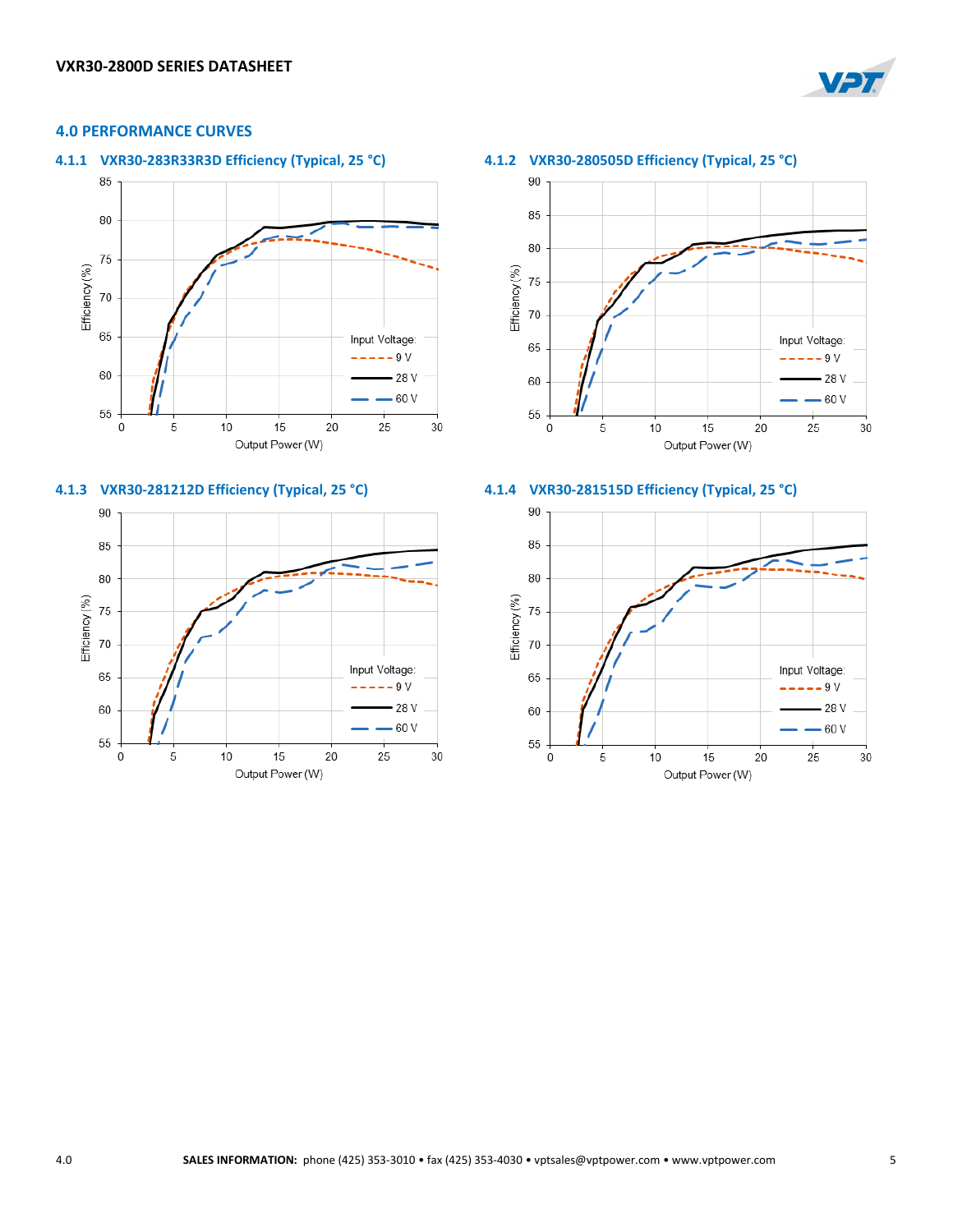## 4.0 PERFORMANCE CURVES

### 4.1.1 VXR30-283R33R3D Efficiency (Typical, 25 °C)

### 4.1.2 VXR30-280505D Efficiency (Typical, 25 °C)

### 4.1.3 VXR30-281212D Efficiency (Typical, 25 °C)

### 4.1.4 VXR30-281515D Efficiency (Typical, 25 °C)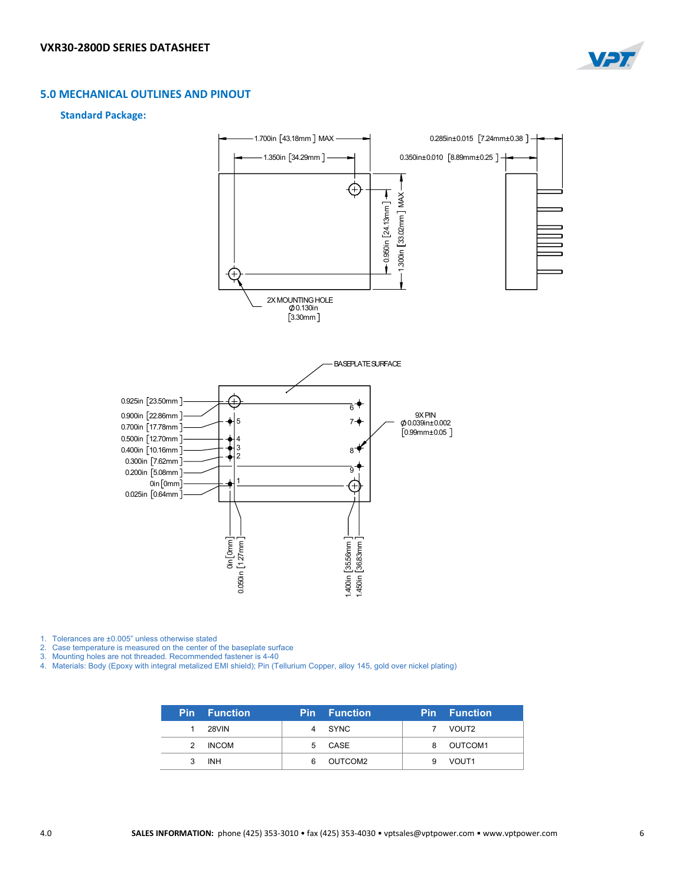## 5.0 MECHANICAL OUTLINES AND PINOUT

### Standard Package:

1. Tolerances are ±0.005" unless otherwise stated
2. Case temperature is measured on the center of the baseplate surface
3. Mounting holes are not threaded. Recommended fastener is 4-40
4. Materials: Body (Epoxy with integral metalized EMI shield); Pin (Tellurium Copper, alloy 145, gold over nickel plating)

| Pin | Function | Pin | Function | Pin | Function |
|---|---|---|---|---|---|
| 1 | 28VIN | 4 | SYNC | 7 | VOUT2 |
| 2 | INCOM | 5 | CASE | 8 | OUTCOM1 |
| 3 | INH | 6 | OUTCOM2 | 9 | VOUT1 |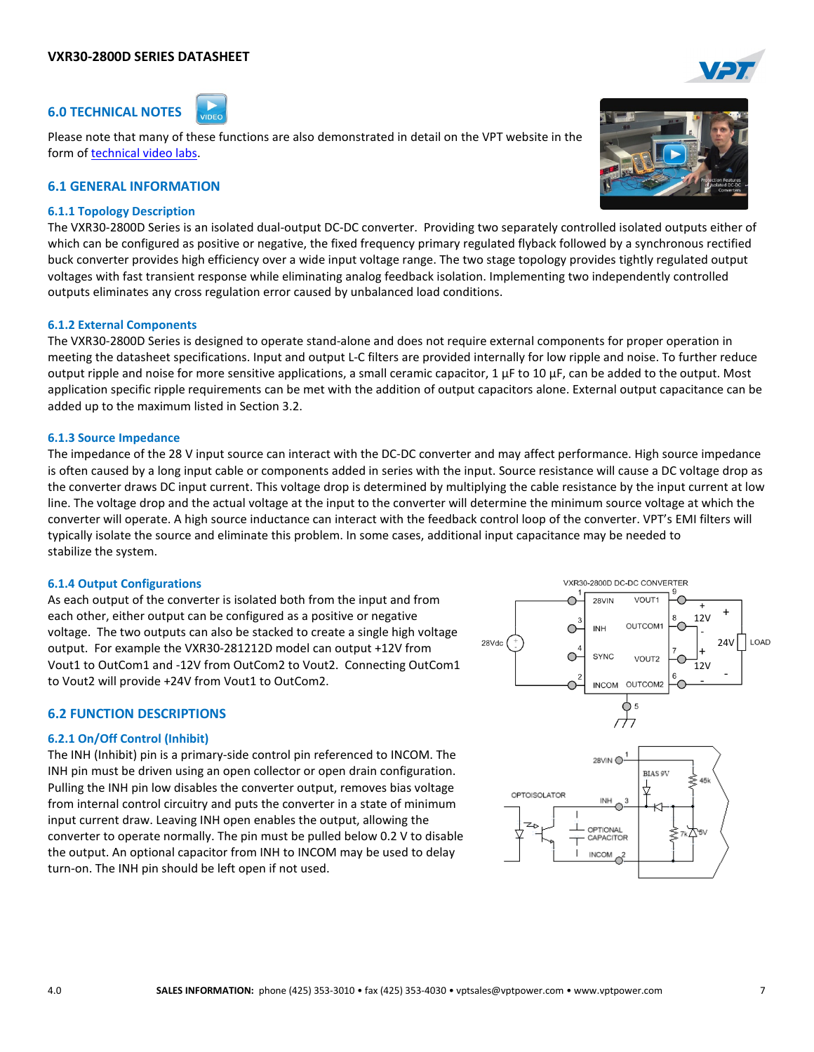## 6.0 TECHNICAL NOTES

Please note that many of these functions are also demonstrated in detail on the VPT website in the form of technical video labs.

### 6.1 GENERAL INFORMATION

#### 6.1.1 Topology Description

The VXR30-2800D Series is an isolated dual-output DC-DC converter. Providing two separately controlled isolated outputs either of which can be configured as positive or negative, the fixed frequency primary regulated flyback followed by a synchronous rectified buck converter provides high efficiency over a wide input voltage range. The two stage topology provides tightly regulated output voltages with fast transient response while eliminating analog feedback isolation. Implementing two independently controlled outputs eliminates any cross regulation error caused by unbalanced load conditions.

#### 6.1.2 External Components

The VXR30-2800D Series is designed to operate stand-alone and does not require external components for proper operation in meeting the datasheet specifications. Input and output L-C filters are provided internally for low ripple and noise. To further reduce output ripple and noise for more sensitive applications, a small ceramic capacitor, 1 µF to 10 µF, can be added to the output. Most application specific ripple requirements can be met with the addition of output capacitors alone. External output capacitance can be added up to the maximum listed in Section 3.2.

#### 6.1.3 Source Impedance

The impedance of the 28 V input source can interact with the DC-DC converter and may affect performance. High source impedance is often caused by a long input cable or components added in series with the input. Source resistance will cause a DC voltage drop as the converter draws DC input current. This voltage drop is determined by multiplying the cable resistance by the input current at low line. The voltage drop and the actual voltage at the input to the converter will determine the minimum source voltage at which the converter will operate. A high source inductance can interact with the feedback control loop of the converter. VPT's EMI filters will typically isolate the source and eliminate this problem. In some cases, additional input capacitance may be needed to stabilize the system.

#### 6.1.4 Output Configurations

As each output of the converter is isolated both from the input and from each other, either output can be configured as a positive or negative voltage. The two outputs can also be stacked to create a single high voltage output. For example the VXR30-281212D model can output +12V from Vout1 to OutCom1 and -12V from OutCom2 to Vout2. Connecting OutCom1 to Vout2 will provide +24V from Vout1 to OutCom2.

### 6.2 FUNCTION DESCRIPTIONS

#### 6.2.1 On/Off Control (Inhibit)

The INH (Inhibit) pin is a primary-side control pin referenced to INCOM. The INH pin must be driven using an open collector or open drain configuration. Pulling the INH pin low disables the converter output, removes bias voltage from internal control circuitry and puts the converter in a state of minimum input current draw. Leaving INH open enables the output, allowing the converter to operate normally. The pin must be pulled below 0.2 V to disable the output. An optional capacitor from INH to INCOM may be used to delay turn-on. The INH pin should be left open if not used.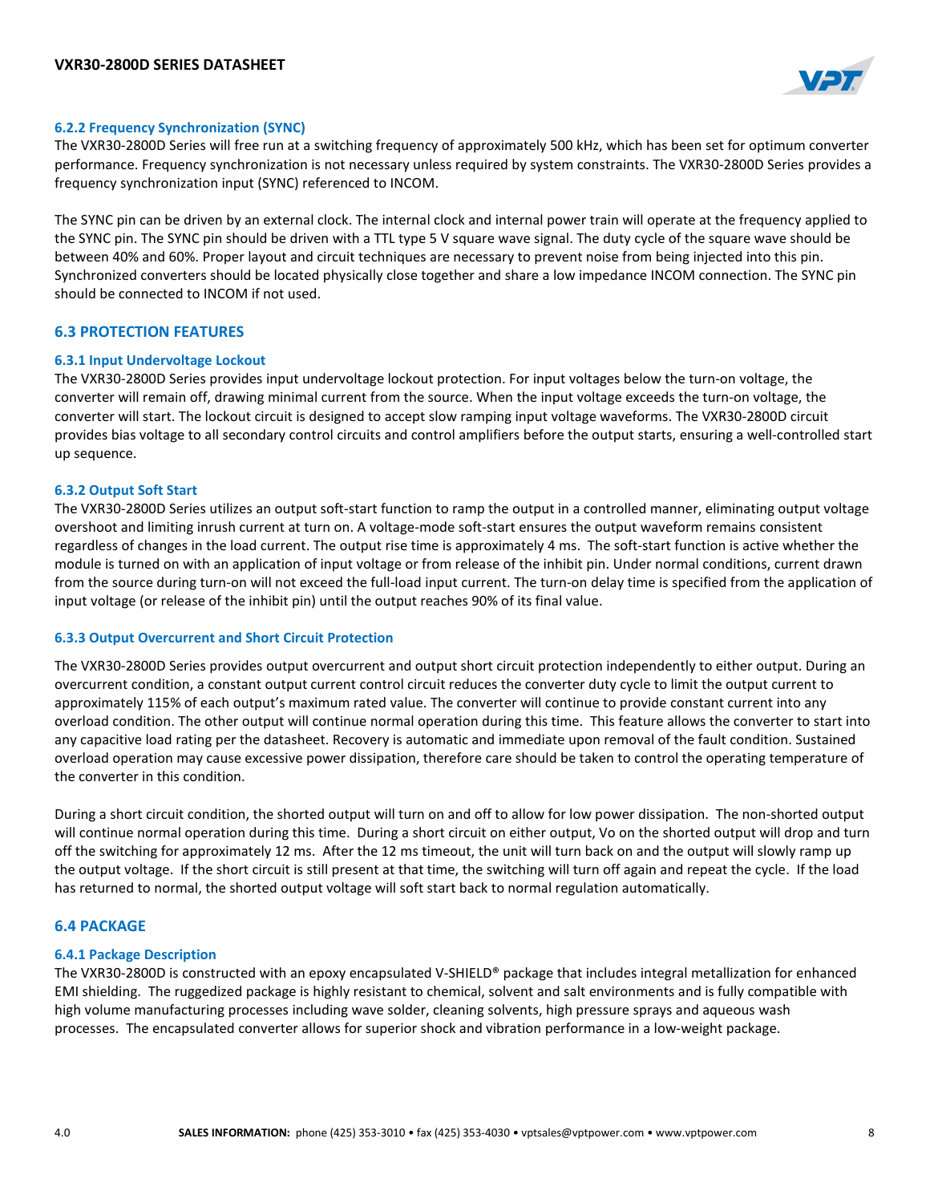#### 6.2.2 Frequency Synchronization (SYNC)

The VXR30-2800D Series will free run at a switching frequency of approximately 500 kHz, which has been set for optimum converter performance. Frequency synchronization is not necessary unless required by system constraints. The VXR30-2800D Series provides a frequency synchronization input (SYNC) referenced to INCOM.

The SYNC pin can be driven by an external clock. The internal clock and internal power train will operate at the frequency applied to the SYNC pin. The SYNC pin should be driven with a TTL type 5 V square wave signal. The duty cycle of the square wave should be between 40% and 60%. Proper layout and circuit techniques are necessary to prevent noise from being injected into this pin. Synchronized converters should be located physically close together and share a low impedance INCOM connection. The SYNC pin should be connected to INCOM if not used.

### 6.3 PROTECTION FEATURES

#### 6.3.1 Input Undervoltage Lockout

The VXR30-2800D Series provides input undervoltage lockout protection. For input voltages below the turn-on voltage, the converter will remain off, drawing minimal current from the source. When the input voltage exceeds the turn-on voltage, the converter will start. The lockout circuit is designed to accept slow ramping input voltage waveforms. The VXR30-2800D circuit provides bias voltage to all secondary control circuits and control amplifiers before the output starts, ensuring a well-controlled start up sequence.

#### 6.3.2 Output Soft Start

The VXR30-2800D Series utilizes an output soft-start function to ramp the output in a controlled manner, eliminating output voltage overshoot and limiting inrush current at turn on. A voltage-mode soft-start ensures the output waveform remains consistent regardless of changes in the load current. The output rise time is approximately 4 ms. The soft-start function is active whether the module is turned on with an application of input voltage or from release of the inhibit pin. Under normal conditions, current drawn from the source during turn-on will not exceed the full-load input current. The turn-on delay time is specified from the application of input voltage (or release of the inhibit pin) until the output reaches 90% of its final value.

#### 6.3.3 Output Overcurrent and Short Circuit Protection

The VXR30-2800D Series provides output overcurrent and output short circuit protection independently to either output. During an overcurrent condition, a constant output current control circuit reduces the converter duty cycle to limit the output current to approximately 115% of each output's maximum rated value. The converter will continue to provide constant current into any overload condition. The other output will continue normal operation during this time. This feature allows the converter to start into any capacitive load rating per the datasheet. Recovery is automatic and immediate upon removal of the fault condition. Sustained overload operation may cause excessive power dissipation, therefore care should be taken to control the operating temperature of the converter in this condition.

During a short circuit condition, the shorted output will turn on and off to allow for low power dissipation. The non-shorted output will continue normal operation during this time. During a short circuit on either output, Vo on the shorted output will drop and turn off the switching for approximately 12 ms. After the 12 ms timeout, the unit will turn back on and the output will slowly ramp up the output voltage. If the short circuit is still present at that time, the switching will turn off again and repeat the cycle. If the load has returned to normal, the shorted output voltage will soft start back to normal regulation automatically.

### 6.4 PACKAGE

#### 6.4.1 Package Description

The VXR30-2800D is constructed with an epoxy encapsulated V-SHIELD® package that includes integral metallization for enhanced EMI shielding. The ruggedized package is highly resistant to chemical, solvent and salt environments and is fully compatible with high volume manufacturing processes including wave solder, cleaning solvents, high pressure sprays and aqueous wash processes. The encapsulated converter allows for superior shock and vibration performance in a low-weight package.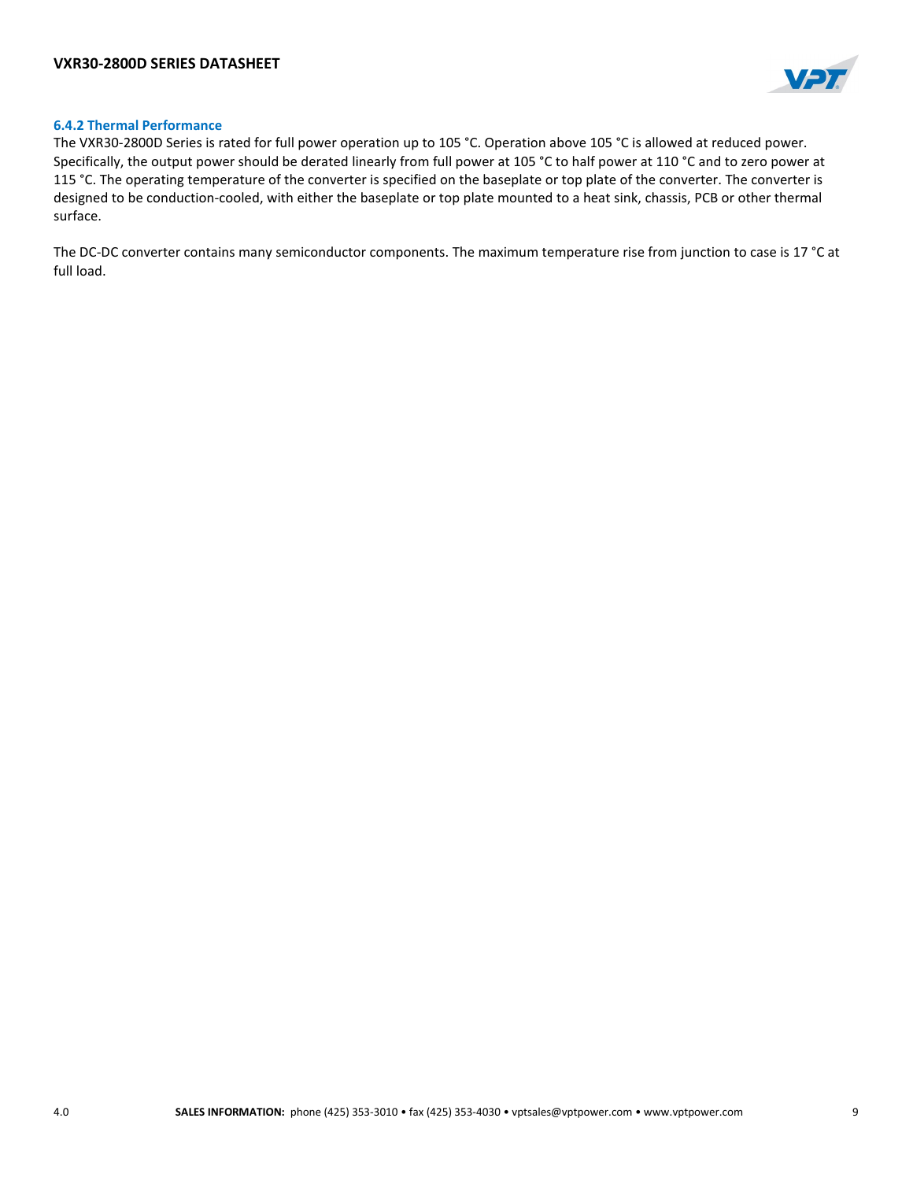#### 6.4.2 Thermal Performance

The VXR30-2800D Series is rated for full power operation up to 105 °C. Operation above 105 °C is allowed at reduced power. Specifically, the output power should be derated linearly from full power at 105 °C to half power at 110 °C and to zero power at 115 °C. The operating temperature of the converter is specified on the baseplate or top plate of the converter. The converter is designed to be conduction-cooled, with either the baseplate or top plate mounted to a heat sink, chassis, PCB or other thermal surface.

The DC-DC converter contains many semiconductor components. The maximum temperature rise from junction to case is 17 °C at full load.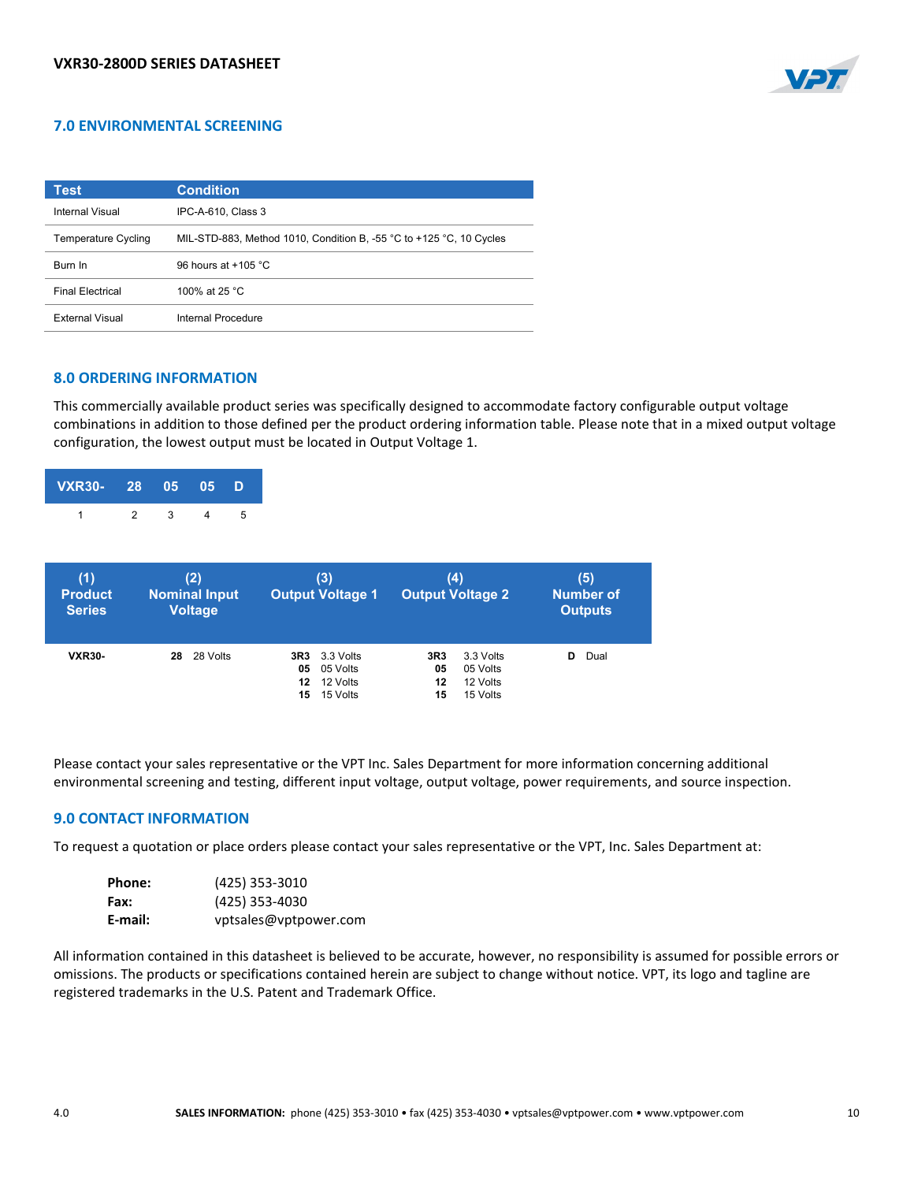## 7.0 ENVIRONMENTAL SCREENING

| Test | Condition |
|---|---|
| Internal Visual | IPC-A-610, Class 3 |
| Temperature Cycling | MIL-STD-883, Method 1010, Condition B, -55 °C to +125 °C, 10 Cycles |
| Burn In | 96 hours at +105 °C |
| Final Electrical | 100% at 25 °C |
| External Visual | Internal Procedure |

## 8.0 ORDERING INFORMATION

This commercially available product series was specifically designed to accommodate factory configurable output voltage combinations in addition to those defined per the product ordering information table. Please note that in a mixed output voltage configuration, the lowest output must be located in Output Voltage 1.

| VXR30- | 28 | 05 | 05 | D |
|---|---|---|---|---|
| 1 | 2 | 3 | 4 | 5 |

| (1) Product Series | (2) Nominal Input Voltage | (3) Output Voltage 1 | (4) Output Voltage 2 | (5) Number of Outputs |
|---|---|---|---|---|
| **VXR30-** | **28** 28 Volts | **3R3** 3.3 Volts<br>**05** 05 Volts<br>**12** 12 Volts<br>**15** 15 Volts | **3R3** 3.3 Volts<br>**05** 05 Volts<br>**12** 12 Volts<br>**15** 15 Volts | **D** Dual |

Please contact your sales representative or the VPT Inc. Sales Department for more information concerning additional environmental screening and testing, different input voltage, output voltage, power requirements, and source inspection.

## 9.0 CONTACT INFORMATION

To request a quotation or place orders please contact your sales representative or the VPT, Inc. Sales Department at:

**Phone:** (425) 353-3010
**Fax:** (425) 353-4030
**E-mail:** vptsales@vptpower.com

All information contained in this datasheet is believed to be accurate, however, no responsibility is assumed for possible errors or omissions. The products or specifications contained herein are subject to change without notice. VPT, its logo and tagline are registered trademarks in the U.S. Patent and Trademark Office.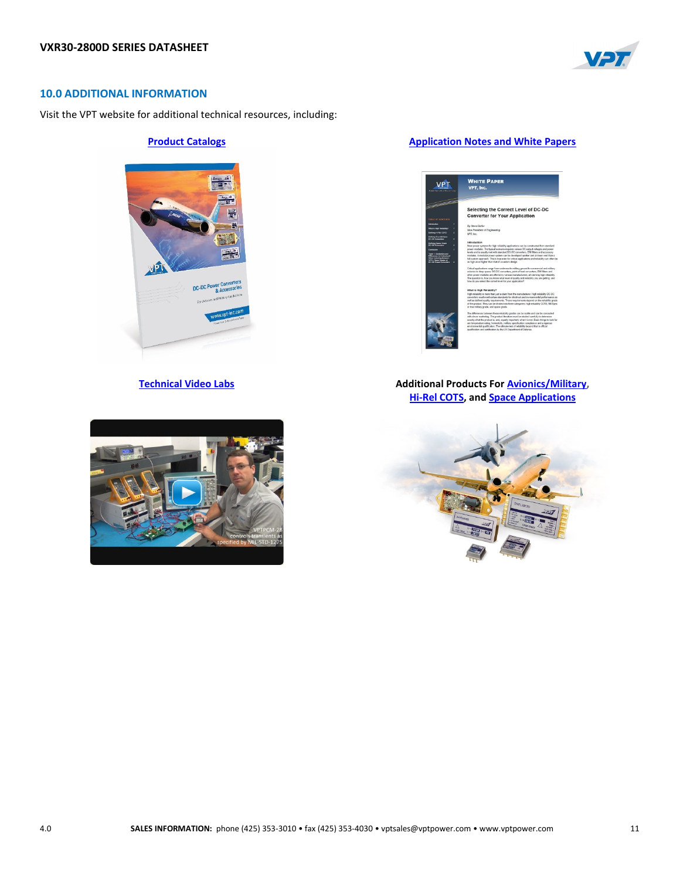## 10.0 ADDITIONAL INFORMATION

Visit the VPT website for additional technical resources, including:

Product Catalogs

Application Notes and White Papers

Technical Video Labs

Additional Products For Avionics/Military, Hi-Rel COTS, and Space Applications